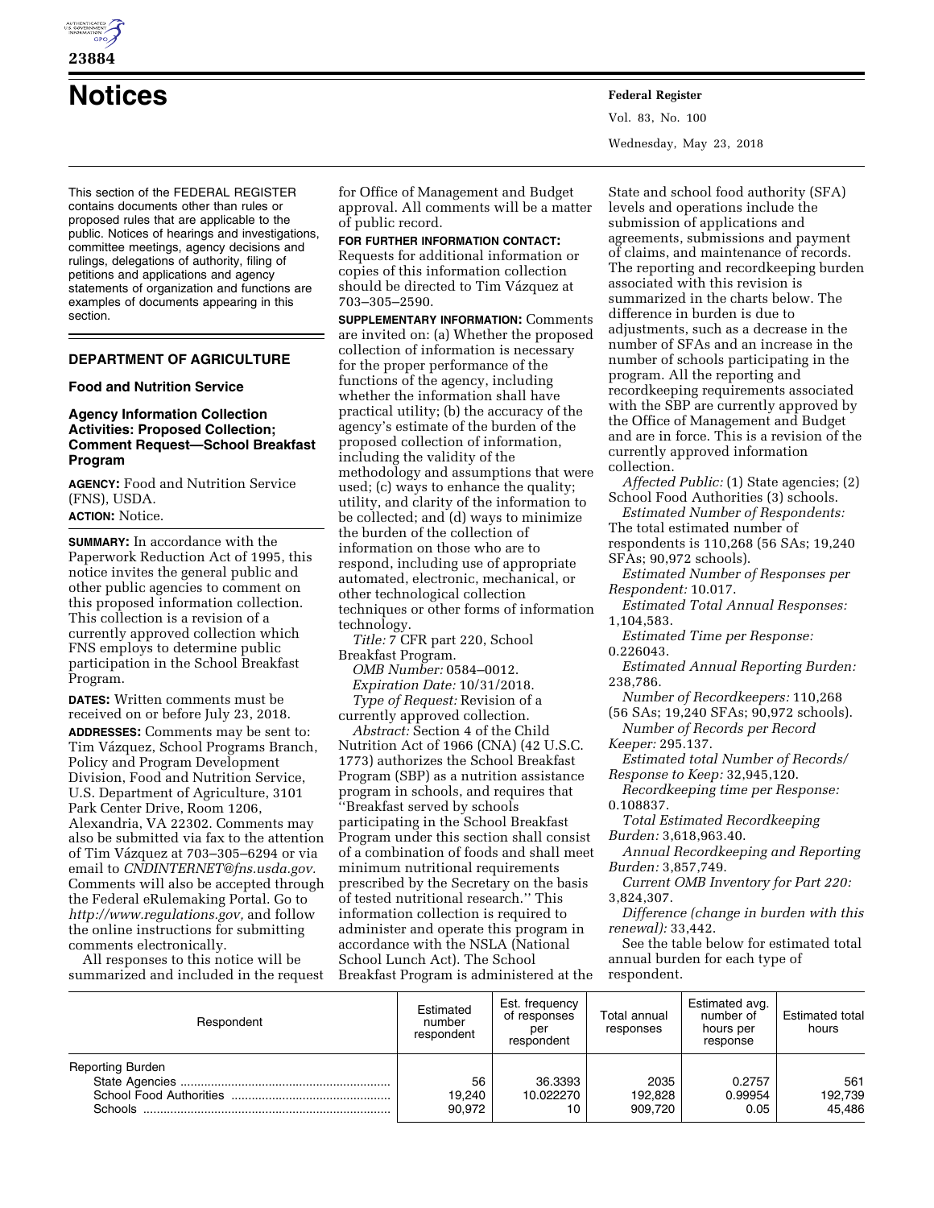# Notices

This section of the FEDERAL REGISTER contains documents other than rules or proposed rules that are applicable to the public. Notices of hearings and investigations, committee meetings, agency decisions and rulings, delegations of authority, filing of petitions and applications and agency statements of organization and functions are examples of documents appearing in this section.

## DEPARTMENT OF AGRICULTURE

### Food and Nutrition Service

### Agency Information Collection Activities: Proposed Collection; Comment Request—School Breakfast Program

**AGENCY:** Food and Nutrition Service (FNS), USDA.

**ACTION:** Notice.

**SUMMARY:** In accordance with the Paperwork Reduction Act of 1995, this notice invites the general public and other public agencies to comment on this proposed information collection. This collection is a revision of a currently approved collection which FNS employs to determine public participation in the School Breakfast Program.

**DATES:** Written comments must be received on or before July 23, 2018.

**ADDRESSES:** Comments may be sent to: Tim Vázquez, School Programs Branch, Policy and Program Development Division, Food and Nutrition Service, U.S. Department of Agriculture, 3101 Park Center Drive, Room 1206, Alexandria, VA 22302. Comments may also be submitted via fax to the attention of Tim Vázquez at 703–305–6294 or via email to *CNDINTERNET@fns.usda.gov.* Comments will also be accepted through the Federal eRulemaking Portal. Go to *http://www.regulations.gov,* and follow the online instructions for submitting comments electronically.

All responses to this notice will be summarized and included in the request for Office of Management and Budget approval. All comments will be a matter of public record.

**FOR FURTHER INFORMATION CONTACT:** Requests for additional information or copies of this information collection should be directed to Tim Vázquez at 703–305–2590.

**SUPPLEMENTARY INFORMATION:** Comments are invited on: (a) Whether the proposed collection of information is necessary for the proper performance of the functions of the agency, including whether the information shall have practical utility; (b) the accuracy of the agency's estimate of the burden of the proposed collection of information, including the validity of the methodology and assumptions that were used; (c) ways to enhance the quality; utility, and clarity of the information to be collected; and (d) ways to minimize the burden of the collection of information on those who are to respond, including use of appropriate automated, electronic, mechanical, or other technological collection techniques or other forms of information technology.

*Title:* 7 CFR part 220, School Breakfast Program.

*OMB Number:* 0584–0012.

*Expiration Date:* 10/31/2018.

*Type of Request:* Revision of a currently approved collection.

*Abstract:* Section 4 of the Child Nutrition Act of 1966 (CNA) (42 U.S.C. 1773) authorizes the School Breakfast Program (SBP) as a nutrition assistance program in schools, and requires that ''Breakfast served by schools participating in the School Breakfast Program under this section shall consist of a combination of foods and shall meet minimum nutritional requirements prescribed by the Secretary on the basis of tested nutritional research.'' This information collection is required to administer and operate this program in accordance with the NSLA (National School Lunch Act). The School Breakfast Program is administered at the State and school food authority (SFA) levels and operations include the submission of applications and agreements, submissions and payment of claims, and maintenance of records. The reporting and recordkeeping burden associated with this revision is summarized in the charts below. The difference in burden is due to adjustments, such as a decrease in the number of SFAs and an increase in the number of schools participating in the program. All the reporting and recordkeeping requirements associated with the SBP are currently approved by the Office of Management and Budget and are in force. This is a revision of the currently approved information collection.

*Affected Public:* (1) State agencies; (2) School Food Authorities (3) schools.

*Estimated Number of Respondents:* The total estimated number of respondents is 110,268 (56 SAs; 19,240 SFAs; 90,972 schools).

*Estimated Number of Responses per Respondent:* 10.017.

*Estimated Total Annual Responses:* 1,104,583.

*Estimated Time per Response:* 0.226043.

*Estimated Annual Reporting Burden:* 238,786.

*Number of Recordkeepers:* 110,268 (56 SAs; 19,240 SFAs; 90,972 schools).

*Number of Records per Record Keeper:* 295.137.

*Estimated total Number of Records/Response to Keep:* 32,945,120.

*Recordkeeping time per Response:* 0.108837.

*Total Estimated Recordkeeping Burden:* 3,618,963.40.

*Annual Recordkeeping and Reporting Burden:* 3,857,749.

*Current OMB Inventory for Part 220:* 3,824,307.

*Difference (change in burden with this renewal):* 33,442.

See the table below for estimated total annual burden for each type of respondent.

| Respondent | Estimated number respondent | Est. frequency of responses per respondent | Total annual responses | Estimated avg. number of hours per response | Estimated total hours |
|---|---|---|---|---|---|
| Reporting Burden | | | | | |
| State Agencies | 56 | 36.3393 | 2035 | 0.2757 | 561 |
| School Food Authorities | 19,240 | 10.022270 | 192,828 | 0.99954 | 192,739 |
| Schools | 90,972 | 10 | 909,720 | 0.05 | 45,486 |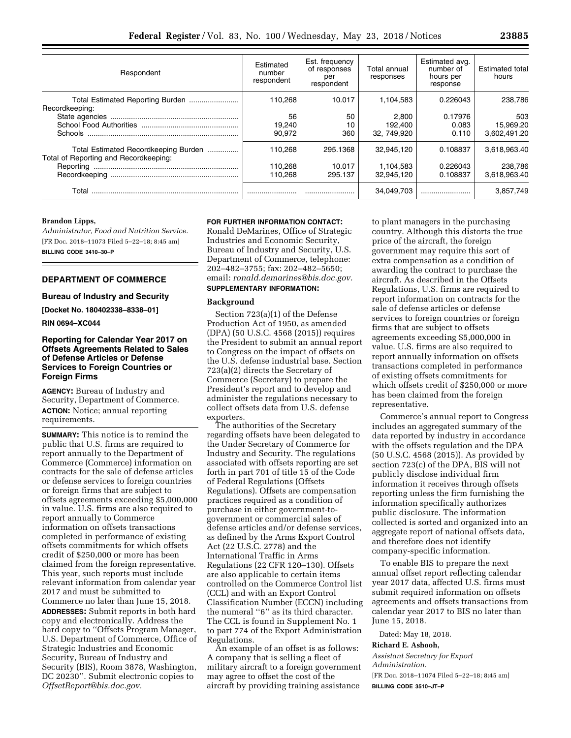| Respondent | Estimated number respondent | Est. frequency of responses per respondent | Total annual responses | Estimated avg. number of hours per response | Estimated total hours |
|---|---|---|---|---|---|
| Total Estimated Reporting Burden | 110,268 | 10.017 | 1,104,583 | 0.226043 | 238,786 |
| Recordkeeping: | | | | | |
| State agencies | 56 | 50 | 2,800 | 0.17976 | 503 |
| School Food Authorities | 19,240 | 10 | 192,400 | 0.083 | 15,969.20 |
| Schools | 90,972 | 360 | 32, 749,920 | 0.110 | 3,602,491.20 |
| Total Estimated Recordkeeping Burden | 110,268 | 295.1368 | 32,945,120 | 0.108837 | 3,618,963.40 |
| Total of Reporting and Recordkeeping: | | | | | |
| Reporting | 110,268 | 10.017 | 1,104,583 | 0.226043 | 238,786 |
| Recordkeeping | 110,268 | 295.137 | 32,945,120 | 0.108837 | 3,618,963.40 |
| Total | | | 34,049,703 | | 3,857,749 |

**Brandon Lipps,**

*Administrator, Food and Nutrition Service.*

[FR Doc. 2018–11073 Filed 5–22–18; 8:45 am]

**BILLING CODE 3410–30–P**

## DEPARTMENT OF COMMERCE

### Bureau of Industry and Security

**[Docket No. 180402338–8338–01]**

**RIN 0694–XC044**

### Reporting for Calendar Year 2017 on Offsets Agreements Related to Sales of Defense Articles or Defense Services to Foreign Countries or Foreign Firms

**AGENCY:** Bureau of Industry and Security, Department of Commerce.

**ACTION:** Notice; annual reporting requirements.

**SUMMARY:** This notice is to remind the public that U.S. firms are required to report annually to the Department of Commerce (Commerce) information on contracts for the sale of defense articles or defense services to foreign countries or foreign firms that are subject to offsets agreements exceeding $5,000,000 in value. U.S. firms are also required to report annually to Commerce information on offsets transactions completed in performance of existing offsets commitments for which offsets credit of $250,000 or more has been claimed from the foreign representative. This year, such reports must include relevant information from calendar year 2017 and must be submitted to Commerce no later than June 15, 2018.

**ADDRESSES:** Submit reports in both hard copy and electronically. Address the hard copy to ''Offsets Program Manager, U.S. Department of Commerce, Office of Strategic Industries and Economic Security, Bureau of Industry and Security (BIS), Room 3878, Washington, DC 20230''. Submit electronic copies to *OffsetReport@bis.doc.gov.*

**FOR FURTHER INFORMATION CONTACT:** Ronald DeMarines, Office of Strategic Industries and Economic Security, Bureau of Industry and Security, U.S. Department of Commerce, telephone: 202–482–3755; fax: 202–482–5650; email: *ronald.demarines@bis.doc.gov.*

**SUPPLEMENTARY INFORMATION:**

#### Background

Section 723(a)(1) of the Defense Production Act of 1950, as amended (DPA) (50 U.S.C. 4568 (2015)) requires the President to submit an annual report to Congress on the impact of offsets on the U.S. defense industrial base. Section 723(a)(2) directs the Secretary of Commerce (Secretary) to prepare the President's report and to develop and administer the regulations necessary to collect offsets data from U.S. defense exporters.

The authorities of the Secretary regarding offsets have been delegated to the Under Secretary of Commerce for Industry and Security. The regulations associated with offsets reporting are set forth in part 701 of title 15 of the Code of Federal Regulations (Offsets Regulations). Offsets are compensation practices required as a condition of purchase in either government-to-government or commercial sales of defense articles and/or defense services, as defined by the Arms Export Control Act (22 U.S.C. 2778) and the International Traffic in Arms Regulations (22 CFR 120–130). Offsets are also applicable to certain items controlled on the Commerce Control list (CCL) and with an Export Control Classification Number (ECCN) including the numeral ''6'' as its third character. The CCL is found in Supplement No. 1 to part 774 of the Export Administration Regulations.

An example of an offset is as follows: A company that is selling a fleet of military aircraft to a foreign government may agree to offset the cost of the aircraft by providing training assistance to plant managers in the purchasing country. Although this distorts the true price of the aircraft, the foreign government may require this sort of extra compensation as a condition of awarding the contract to purchase the aircraft. As described in the Offsets Regulations, U.S. firms are required to report information on contracts for the sale of defense articles or defense services to foreign countries or foreign firms that are subject to offsets agreements exceeding $5,000,000 in value. U.S. firms are also required to report annually information on offsets transactions completed in performance of existing offsets commitments for which offsets credit of $250,000 or more has been claimed from the foreign representative.

Commerce's annual report to Congress includes an aggregated summary of the data reported by industry in accordance with the offsets regulation and the DPA (50 U.S.C. 4568 (2015)). As provided by section 723(c) of the DPA, BIS will not publicly disclose individual firm information it receives through offsets reporting unless the firm furnishing the information specifically authorizes public disclosure. The information collected is sorted and organized into an aggregate report of national offsets data, and therefore does not identify company-specific information.

To enable BIS to prepare the next annual offset report reflecting calendar year 2017 data, affected U.S. firms must submit required information on offsets agreements and offsets transactions from calendar year 2017 to BIS no later than June 15, 2018.

Dated: May 18, 2018.

**Richard E. Ashooh,**

*Assistant Secretary for Export Administration.*

[FR Doc. 2018–11074 Filed 5–22–18; 8:45 am]

**BILLING CODE 3510–JT–P**